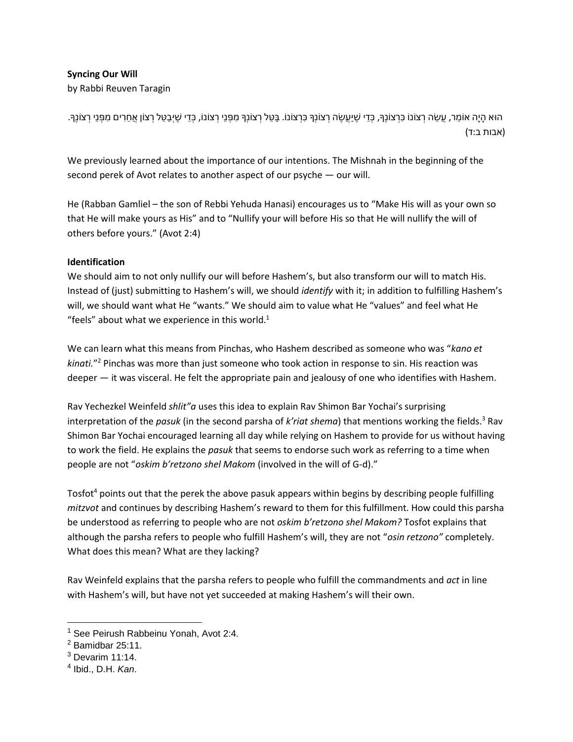**Syncing Our Will**

by Rabbi Reuven Taragin

הוּא הָיָה אוֹמֵר, עֲשֵׂה רְצוֹנוֹ כִּרְצוֹנֶךָ, כְּדֵי שֶׁיַּעֲשֶׂה רְצוֹנְךָ כִּרְצוֹנוֹ. בַּטֵּל רְצוֹנְךָ מִפְּנֵי רְצוֹנוֹ, כְּדֵי שֶׁיְּבַטֵּל רְצוֹן אֲחֵרִים מִפְּנֵי רְצוֹנֶךָ. (אבות ב:ד)

We previously learned about the importance of our intentions. The Mishnah in the beginning of the second perek of Avot relates to another aspect of our psyche — our will.

He (Rabban Gamliel – the son of Rebbi Yehuda Hanasi) encourages us to "Make His will as your own so that He will make yours as His" and to "Nullify your will before His so that He will nullify the will of others before yours." (Avot 2:4)

**Identification**

We should aim to not only nullify our will before Hashem's, but also transform our will to match His. Instead of (just) submitting to Hashem's will, we should *identify* with it; in addition to fulfilling Hashem's will, we should want what He "wants." We should aim to value what He "values" and feel what He "feels" about what we experience in this world.[1]

We can learn what this means from Pinchas, who Hashem described as someone who was "*kano et kinati.*"[2] Pinchas was more than just someone who took action in response to sin. His reaction was deeper — it was visceral. He felt the appropriate pain and jealousy of one who identifies with Hashem.

Rav Yechezkel Weinfeld *shlit"a* uses this idea to explain Rav Shimon Bar Yochai's surprising interpretation of the *pasuk* (in the second parsha of *k'riat shema*) that mentions working the fields.[3] Rav Shimon Bar Yochai encouraged learning all day while relying on Hashem to provide for us without having to work the field. He explains the *pasuk* that seems to endorse such work as referring to a time when people are not "*oskim b'retzono shel Makom* (involved in the will of G-d)."

Tosfot[4] points out that the perek the above pasuk appears within begins by describing people fulfilling *mitzvot* and continues by describing Hashem's reward to them for this fulfillment. How could this parsha be understood as referring to people who are not *oskim b'retzono shel Makom?* Tosfot explains that although the parsha refers to people who fulfill Hashem's will, they are not "*osin retzono"* completely. What does this mean? What are they lacking?

Rav Weinfeld explains that the parsha refers to people who fulfill the commandments and *act* in line with Hashem's will, but have not yet succeeded at making Hashem's will their own.

---

[1] See Peirush Rabbeinu Yonah, Avot 2:4.

[2] Bamidbar 25:11.

[3] Devarim 11:14.

[4] Ibid., D.H. *Kan*.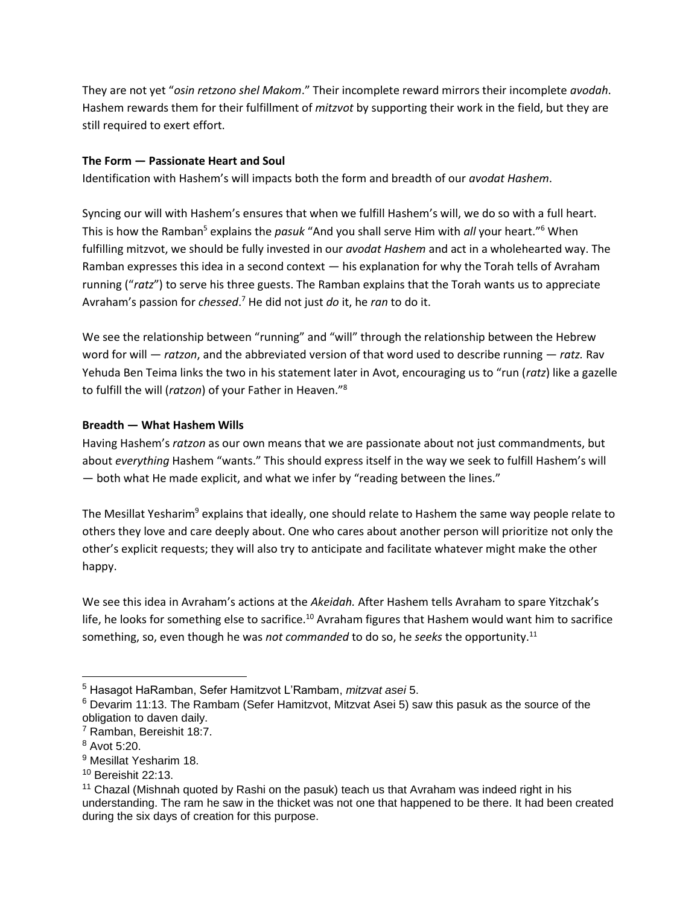They are not yet "*osin retzono shel Makom*." Their incomplete reward mirrors their incomplete *avodah*. Hashem rewards them for their fulfillment of *mitzvot* by supporting their work in the field, but they are still required to exert effort.

**The Form — Passionate Heart and Soul**

Identification with Hashem's will impacts both the form and breadth of our *avodat Hashem*.

Syncing our will with Hashem's ensures that when we fulfill Hashem's will, we do so with a full heart. This is how the Ramban[5] explains the *pasuk* "And you shall serve Him with *all* your heart."[6] When fulfilling mitzvot, we should be fully invested in our *avodat Hashem* and act in a wholehearted way. The Ramban expresses this idea in a second context — his explanation for why the Torah tells of Avraham running ("*ratz*") to serve his three guests. The Ramban explains that the Torah wants us to appreciate Avraham's passion for *chessed*.[7] He did not just *do* it, he *ran* to do it.

We see the relationship between "running" and "will" through the relationship between the Hebrew word for will — *ratzon*, and the abbreviated version of that word used to describe running — *ratz.* Rav Yehuda Ben Teima links the two in his statement later in Avot, encouraging us to "run (*ratz*) like a gazelle to fulfill the will (*ratzon*) of your Father in Heaven."[8]

**Breadth — What Hashem Wills**

Having Hashem's *ratzon* as our own means that we are passionate about not just commandments, but about *everything* Hashem "wants." This should express itself in the way we seek to fulfill Hashem's will — both what He made explicit, and what we infer by "reading between the lines."

The Mesillat Yesharim[9] explains that ideally, one should relate to Hashem the same way people relate to others they love and care deeply about. One who cares about another person will prioritize not only the other's explicit requests; they will also try to anticipate and facilitate whatever might make the other happy.

We see this idea in Avraham's actions at the *Akeidah.* After Hashem tells Avraham to spare Yitzchak's life, he looks for something else to sacrifice.[10] Avraham figures that Hashem would want him to sacrifice something, so, even though he was *not commanded* to do so, he *seeks* the opportunity.[11]

---

[5] Hasagot HaRamban, Sefer Hamitzvot L'Rambam, *mitzvat asei* 5.

[6] Devarim 11:13. The Rambam (Sefer Hamitzvot, Mitzvat Asei 5) saw this pasuk as the source of the obligation to daven daily.

[7] Ramban, Bereishit 18:7.

[8] Avot 5:20.

[9] Mesillat Yesharim 18.

[10] Bereishit 22:13.

[11] Chazal (Mishnah quoted by Rashi on the pasuk) teach us that Avraham was indeed right in his understanding. The ram he saw in the thicket was not one that happened to be there. It had been created during the six days of creation for this purpose.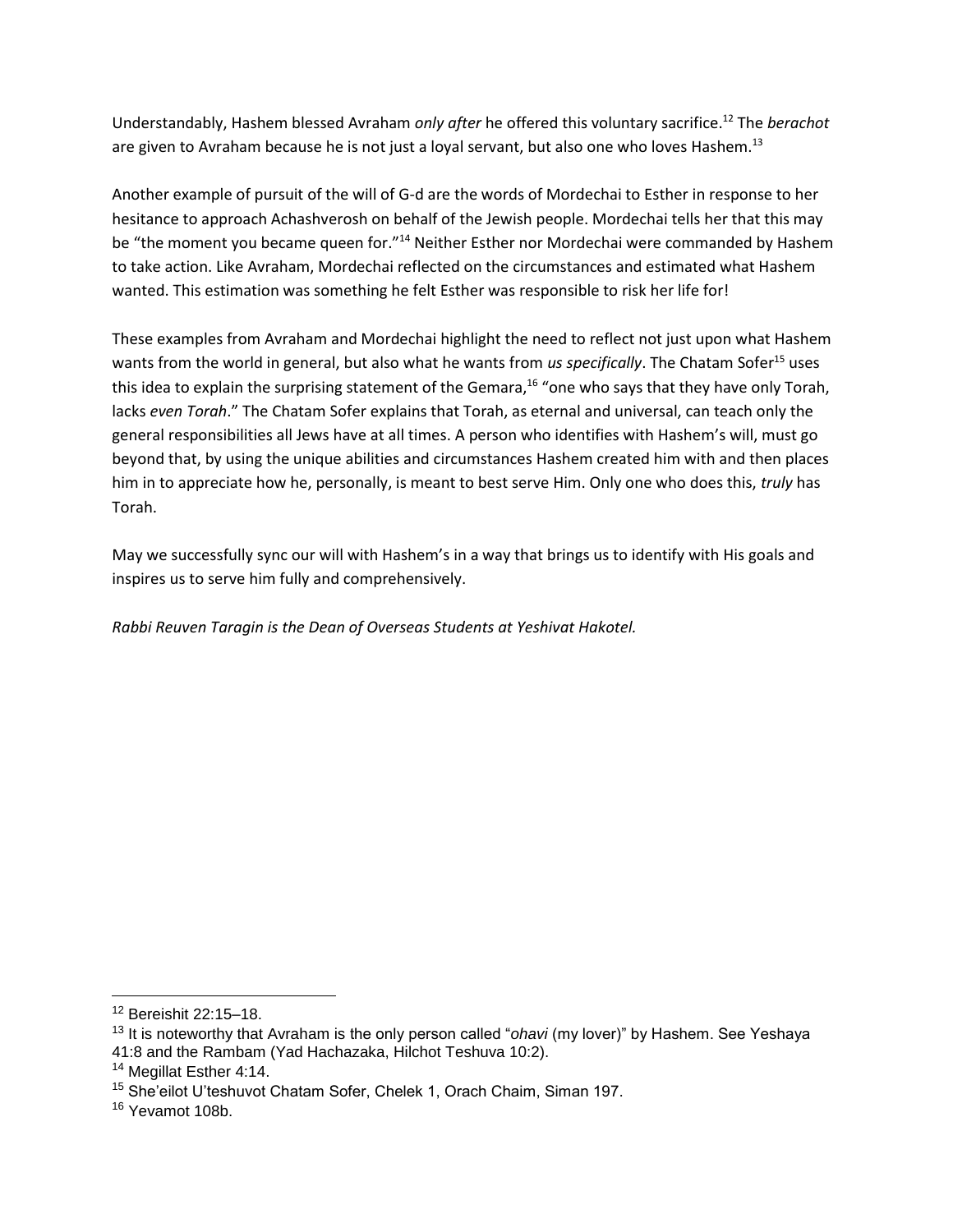Understandably, Hashem blessed Avraham *only after* he offered this voluntary sacrifice.[12] The *berachot* are given to Avraham because he is not just a loyal servant, but also one who loves Hashem.[13]

Another example of pursuit of the will of G-d are the words of Mordechai to Esther in response to her hesitance to approach Achashverosh on behalf of the Jewish people. Mordechai tells her that this may be "the moment you became queen for."[14] Neither Esther nor Mordechai were commanded by Hashem to take action. Like Avraham, Mordechai reflected on the circumstances and estimated what Hashem wanted. This estimation was something he felt Esther was responsible to risk her life for!

These examples from Avraham and Mordechai highlight the need to reflect not just upon what Hashem wants from the world in general, but also what he wants from *us specifically*. The Chatam Sofer[15] uses this idea to explain the surprising statement of the Gemara,[16] "one who says that they have only Torah, lacks *even Torah*." The Chatam Sofer explains that Torah, as eternal and universal, can teach only the general responsibilities all Jews have at all times. A person who identifies with Hashem's will, must go beyond that, by using the unique abilities and circumstances Hashem created him with and then places him in to appreciate how he, personally, is meant to best serve Him. Only one who does this, *truly* has Torah.

May we successfully sync our will with Hashem's in a way that brings us to identify with His goals and inspires us to serve him fully and comprehensively.

*Rabbi Reuven Taragin is the Dean of Overseas Students at Yeshivat Hakotel.*

---

[12] Bereishit 22:15–18.

[13] It is noteworthy that Avraham is the only person called "*ohavi* (my lover)" by Hashem. See Yeshaya 41:8 and the Rambam (Yad Hachazaka, Hilchot Teshuva 10:2).

[14] Megillat Esther 4:14.

[15] She'eilot U'teshuvot Chatam Sofer, Chelek 1, Orach Chaim, Siman 197.

[16] Yevamot 108b.